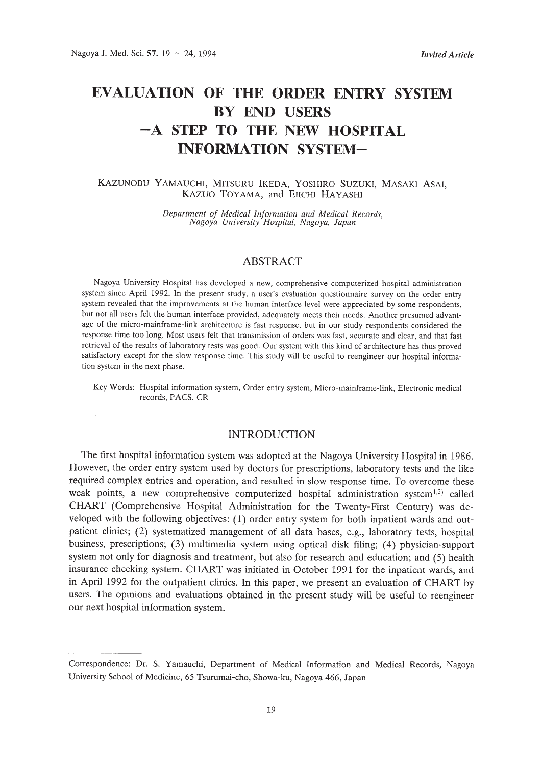*Invited Article*

# EVALUATION OF THE ORDER ENTRY SYSTEM BY END USERS —A STEP TO THE NEW HOSPITAL INFORMATION SYSTEM—

KAZUNOBU YAMAUCHI, MITSURU IKEDA, YOSHIRO SUZUKI, MASAKI ASAI, KAZUO TOYAMA, and EIICHI HAYASHI

*Department of Medical Information and Medical Records, Nagoya University Hospital, Nagoya, Japan*

## ABSTRACT

Nagoya University Hospital has developed a new, comprehensive computerized hospital administration system since April 1992. In the present study, a user's evaluation questionnaire survey on the order entry system revealed that the improvements at the human interface level were appreciated by some respondents, but not all users felt the human interface provided, adequately meets their needs. Another presumed advantage of the micro-mainframe-link architecture is fast response, but in our study respondents considered the response time too long. Most users felt that transmission of orders was fast, accurate and clear, and that fast retrieval of the results of laboratory tests was good. Our system with this kind of architecture has thus proved satisfactory except for the slow response time. This study will be useful to reengineer our hospital information system in the next phase.

Key Words: Hospital information system, Order entry system, Micro-mainframe-link, Electronic medical records, PACS, CR

## INTRODUCTION

The first hospital information system was adopted at the Nagoya University Hospital in 1986. However, the order entry system used by doctors for prescriptions, laboratory tests and the like required complex entries and operation, and resulted in slow response time. To overcome these weak points, a new comprehensive computerized hospital administration system[1,2] called CHART (Comprehensive Hospital Administration for the Twenty-First Century) was developed with the following objectives: (1) order entry system for both inpatient wards and outpatient clinics; (2) systematized management of all data bases, e.g., laboratory tests, hospital business, prescriptions; (3) multimedia system using optical disk filing; (4) physician-support system not only for diagnosis and treatment, but also for research and education; and (5) health insurance checking system. CHART was initiated in October 1991 for the inpatient wards, and in April 1992 for the outpatient clinics. In this paper, we present an evaluation of CHART by users. The opinions and evaluations obtained in the present study will be useful to reengineer our next hospital information system.

---

Correspondence: Dr. S. Yamauchi, Department of Medical Information and Medical Records, Nagoya University School of Medicine, 65 Tsurumai-cho, Showa-ku, Nagoya 466, Japan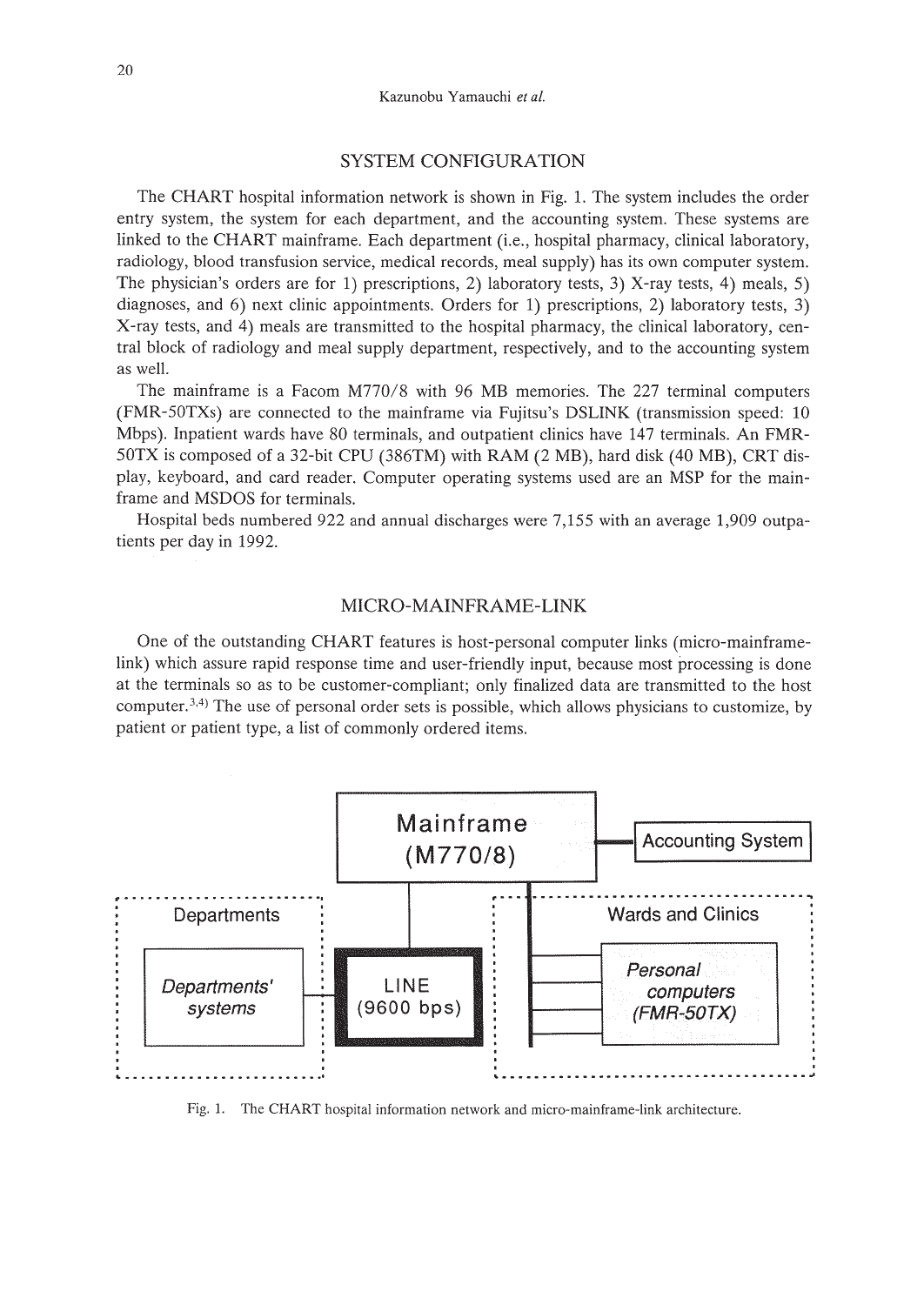## SYSTEM CONFIGURATION

The CHART hospital information network is shown in Fig. 1. The system includes the order entry system, the system for each department, and the accounting system. These systems are linked to the CHART mainframe. Each department (i.e., hospital pharmacy, clinical laboratory, radiology, blood transfusion service, medical records, meal supply) has its own computer system. The physician's orders are for 1) prescriptions, 2) laboratory tests, 3) X-ray tests, 4) meals, 5) diagnoses, and 6) next clinic appointments. Orders for 1) prescriptions, 2) laboratory tests, 3) X-ray tests, and 4) meals are transmitted to the hospital pharmacy, the clinical laboratory, central block of radiology and meal supply department, respectively, and to the accounting system as well.

The mainframe is a Facom M770/8 with 96 MB memories. The 227 terminal computers (FMR-50TXs) are connected to the mainframe via Fujitsu's DSLINK (transmission speed: 10 Mbps). Inpatient wards have 80 terminals, and outpatient clinics have 147 terminals. An FMR-50TX is composed of a 32-bit CPU (386TM) with RAM (2 MB), hard disk (40 MB), CRT display, keyboard, and card reader. Computer operating systems used are an MSP for the mainframe and MSDOS for terminals.

Hospital beds numbered 922 and annual discharges were 7,155 with an average 1,909 outpatients per day in 1992.

## MICRO-MAINFRAME-LINK

One of the outstanding CHART features is host-personal computer links (micro-mainframe-link) which assure rapid response time and user-friendly input, because most processing is done at the terminals so as to be customer-compliant; only finalized data are transmitted to the host computer.[3,4] The use of personal order sets is possible, which allows physicians to customize, by patient or patient type, a list of commonly ordered items.

Mainframe (M770/8) — Accounting System

Departments: Departments' systems — LINE (9600 bps)

Wards and Clinics: Personal computers (FMR-50TX)

Fig. 1. The CHART hospital information network and micro-mainframe-link architecture.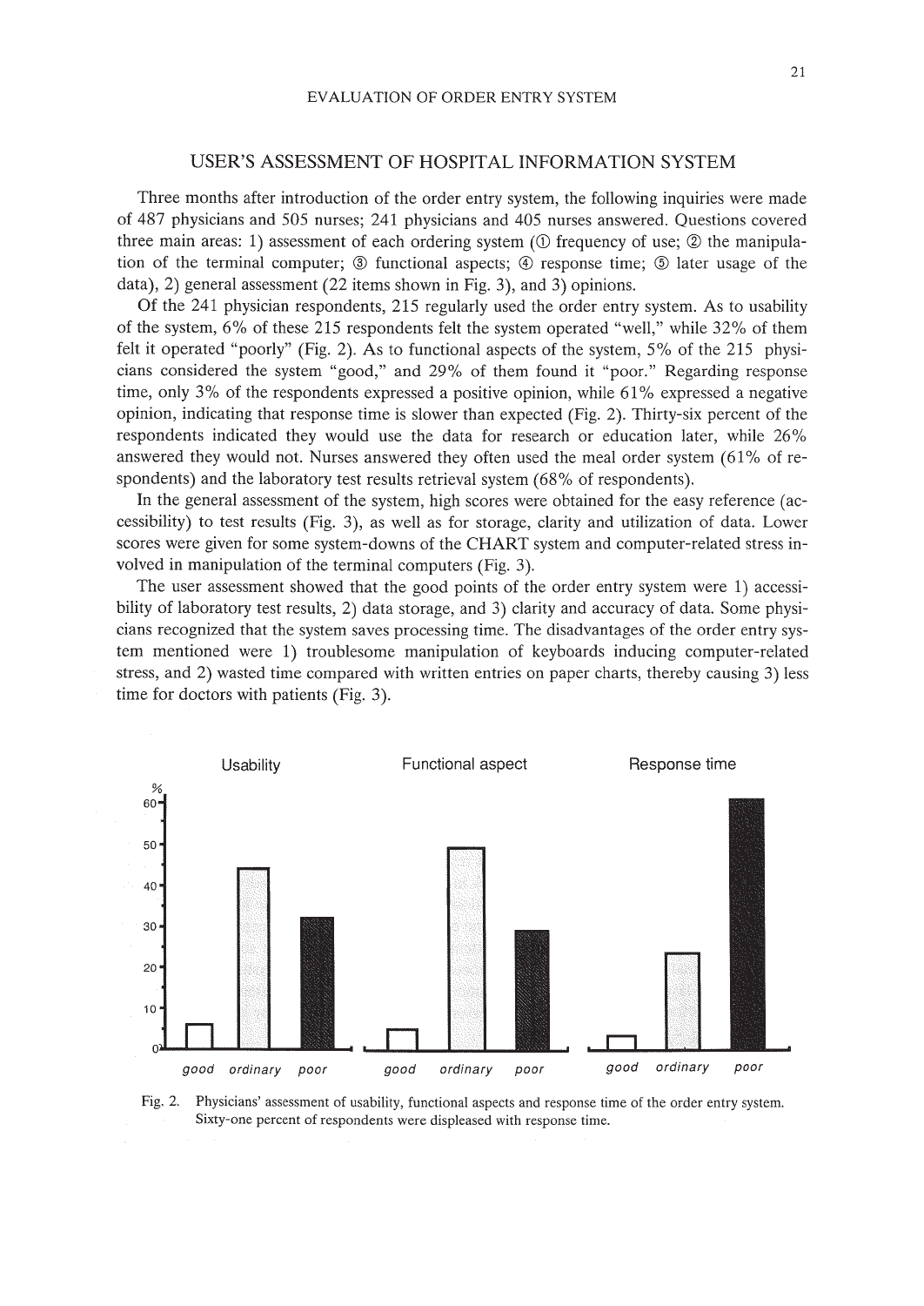## USER'S ASSESSMENT OF HOSPITAL INFORMATION SYSTEM

Three months after introduction of the order entry system, the following inquiries were made of 487 physicians and 505 nurses; 241 physicians and 405 nurses answered. Questions covered three main areas: 1) assessment of each ordering system (① frequency of use; ② the manipulation of the terminal computer; ③ functional aspects; ④ response time; ⑤ later usage of the data), 2) general assessment (22 items shown in Fig. 3), and 3) opinions.

Of the 241 physician respondents, 215 regularly used the order entry system. As to usability of the system, 6% of these 215 respondents felt the system operated "well," while 32% of them felt it operated "poorly" (Fig. 2). As to functional aspects of the system, 5% of the 215 physicians considered the system "good," and 29% of them found it "poor." Regarding response time, only 3% of the respondents expressed a positive opinion, while 61% expressed a negative opinion, indicating that response time is slower than expected (Fig. 2). Thirty-six percent of the respondents indicated they would use the data for research or education later, while 26% answered they would not. Nurses answered they often used the meal order system (61% of respondents) and the laboratory test results retrieval system (68% of respondents).

In the general assessment of the system, high scores were obtained for the easy reference (accessibility) to test results (Fig. 3), as well as for storage, clarity and utilization of data. Lower scores were given for some system-downs of the CHART system and computer-related stress involved in manipulation of the terminal computers (Fig. 3).

The user assessment showed that the good points of the order entry system were 1) accessibility of laboratory test results, 2) data storage, and 3) clarity and accuracy of data. Some physicians recognized that the system saves processing time. The disadvantages of the order entry system mentioned were 1) troublesome manipulation of keyboards inducing computer-related stress, and 2) wasted time compared with written entries on paper charts, thereby causing 3) less time for doctors with patients (Fig. 3).

Fig. 2. Physicians' assessment of usability, functional aspects and response time of the order entry system. Sixty-one percent of respondents were displeased with response time.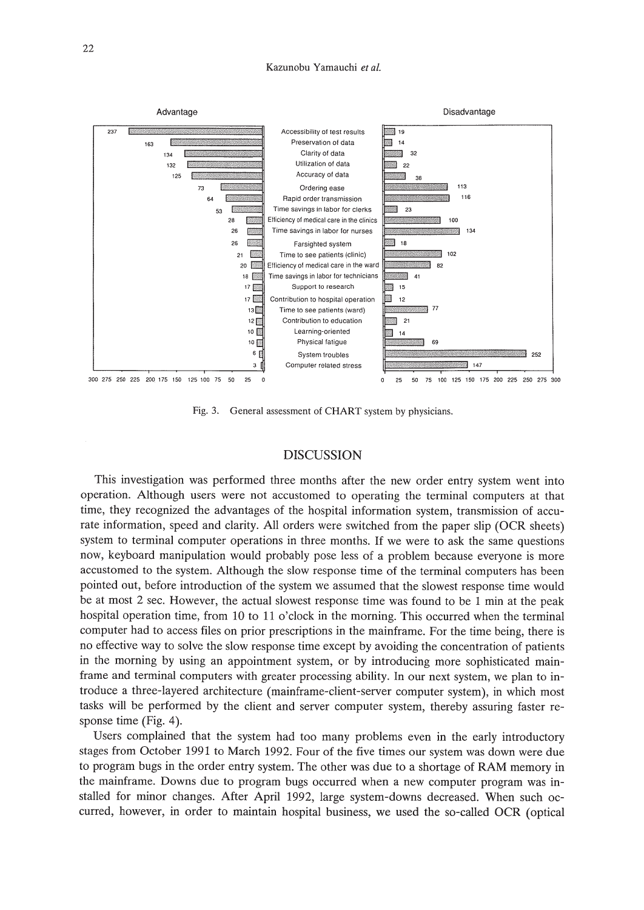| Item | Advantage | Disadvantage |
|---|---|---|
| Accessibility of test results | 237 | 19 |
| Preservation of data | 163 | 14 |
| Clarity of data | 134 | 32 |
| Utilization of data | 132 | 22 |
| Accuracy of data | 125 | 36 |
| Ordering ease | 73 | 113 |
| Rapid order transmission | 64 | 116 |
| Time savings in labor for clerks | 53 | 23 |
| Efficiency of medical care in the clinics | 28 | 100 |
| Time savings in labor for nurses | 26 | 134 |
| Farsighted system | 26 | 18 |
| Time to see patients (clinic) | 21 | 102 |
| Efficiency of medical care in the ward | 20 | 82 |
| Time savings in labor for technicians | 18 | 41 |
| Support to research | 17 | 15 |
| Contribution to hospital operation | 17 | 12 |
| Time to see patients (ward) | 13 | 77 |
| Contribution to education | 12 | 21 |
| Learning-oriented | 10 | 14 |
| Physical fatigue | 10 | 69 |
| System troubles | 6 | 252 |
| Computer related stress | 3 | 147 |

Fig. 3. General assessment of CHART system by physicians.

## DISCUSSION

This investigation was performed three months after the new order entry system went into operation. Although users were not accustomed to operating the terminal computers at that time, they recognized the advantages of the hospital information system, transmission of accurate information, speed and clarity. All orders were switched from the paper slip (OCR sheets) system to terminal computer operations in three months. If we were to ask the same questions now, keyboard manipulation would probably pose less of a problem because everyone is more accustomed to the system. Although the slow response time of the terminal computers has been pointed out, before introduction of the system we assumed that the slowest response time would be at most 2 sec. However, the actual slowest response time was found to be 1 min at the peak hospital operation time, from 10 to 11 o'clock in the morning. This occurred when the terminal computer had to access files on prior prescriptions in the mainframe. For the time being, there is no effective way to solve the slow response time except by avoiding the concentration of patients in the morning by using an appointment system, or by introducing more sophisticated mainframe and terminal computers with greater processing ability. In our next system, we plan to introduce a three-layered architecture (mainframe-client-server computer system), in which most tasks will be performed by the client and server computer system, thereby assuring faster response time (Fig. 4).

Users complained that the system had too many problems even in the early introductory stages from October 1991 to March 1992. Four of the five times our system was down were due to program bugs in the order entry system. The other was due to a shortage of RAM memory in the mainframe. Downs due to program bugs occurred when a new computer program was installed for minor changes. After April 1992, large system-downs decreased. When such occurred, however, in order to maintain hospital business, we used the so-called OCR (optical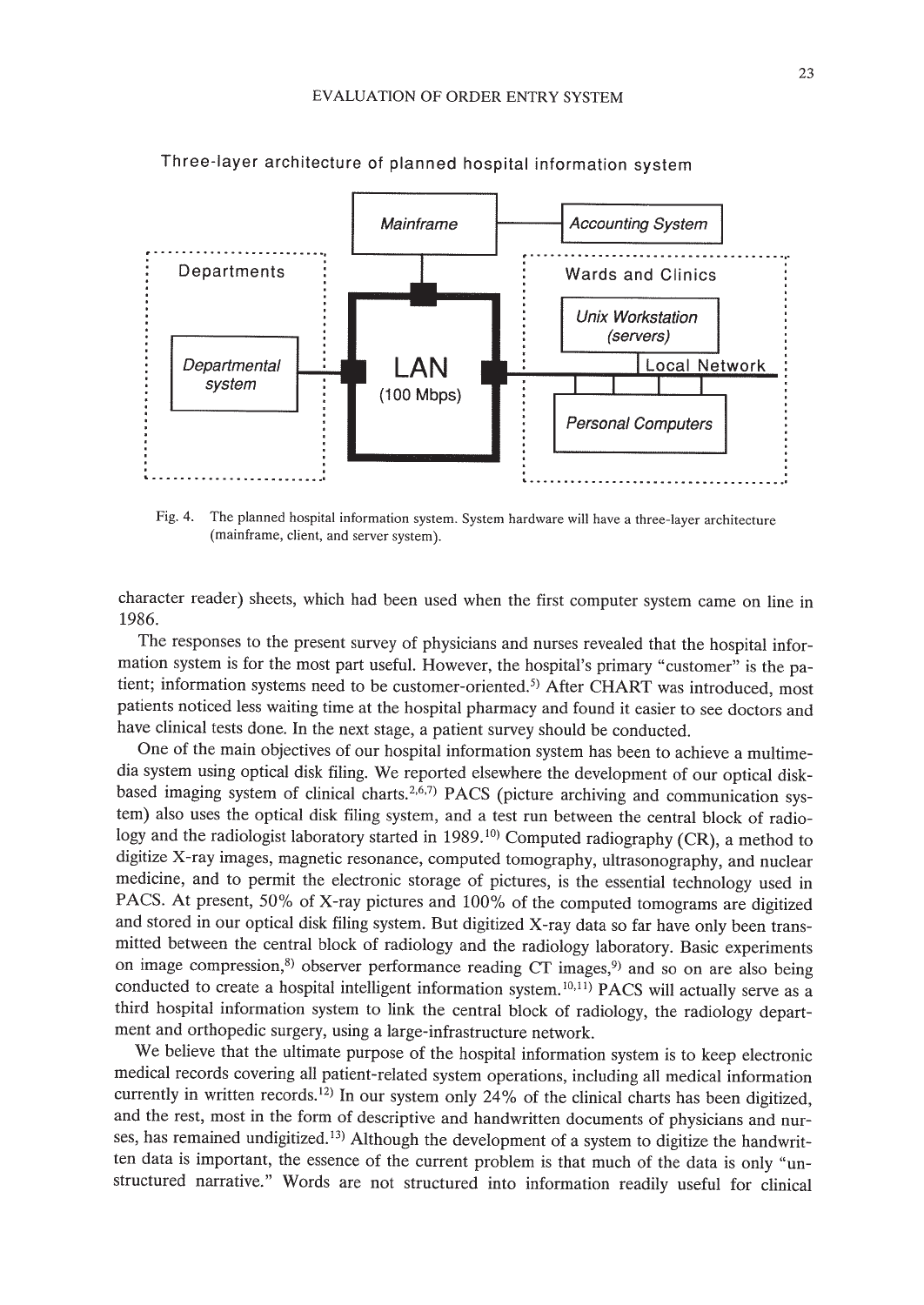Three-layer architecture of planned hospital information system

Fig. 4. The planned hospital information system. System hardware will have a three-layer architecture (mainframe, client, and server system).

character reader) sheets, which had been used when the first computer system came on line in 1986.

The responses to the present survey of physicians and nurses revealed that the hospital information system is for the most part useful. However, the hospital's primary "customer" is the patient; information systems need to be customer-oriented.[5] After CHART was introduced, most patients noticed less waiting time at the hospital pharmacy and found it easier to see doctors and have clinical tests done. In the next stage, a patient survey should be conducted.

One of the main objectives of our hospital information system has been to achieve a multimedia system using optical disk filing. We reported elsewhere the development of our optical disk-based imaging system of clinical charts.[2,6,7] PACS (picture archiving and communication system) also uses the optical disk filing system, and a test run between the central block of radiology and the radiologist laboratory started in 1989.[10] Computed radiography (CR), a method to digitize X-ray images, magnetic resonance, computed tomography, ultrasonography, and nuclear medicine, and to permit the electronic storage of pictures, is the essential technology used in PACS. At present, 50% of X-ray pictures and 100% of the computed tomograms are digitized and stored in our optical disk filing system. But digitized X-ray data so far have only been transmitted between the central block of radiology and the radiology laboratory. Basic experiments on image compression,[8] observer performance reading CT images,[9] and so on are also being conducted to create a hospital intelligent information system.[10,11] PACS will actually serve as a third hospital information system to link the central block of radiology, the radiology department and orthopedic surgery, using a large-infrastructure network.

We believe that the ultimate purpose of the hospital information system is to keep electronic medical records covering all patient-related system operations, including all medical information currently in written records.[12] In our system only 24% of the clinical charts has been digitized, and the rest, most in the form of descriptive and handwritten documents of physicians and nurses, has remained undigitized.[13] Although the development of a system to digitize the handwritten data is important, the essence of the current problem is that much of the data is only "unstructured narrative." Words are not structured into information readily useful for clinical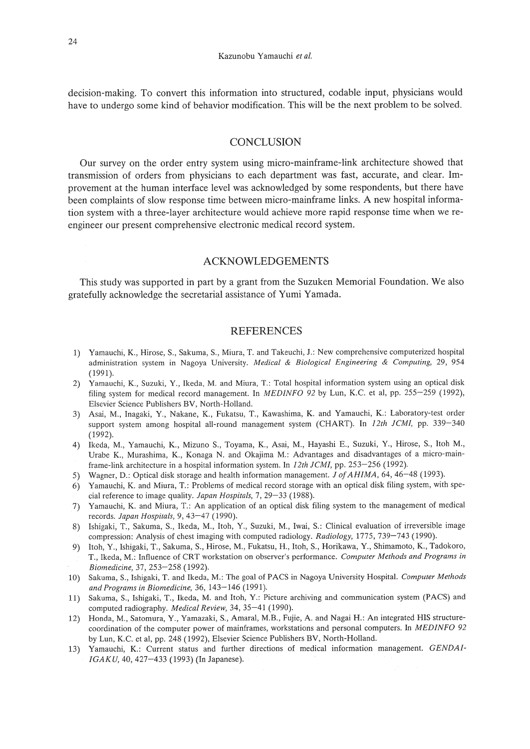decision-making. To convert this information into structured, codable input, physicians would have to undergo some kind of behavior modification. This will be the next problem to be solved.

## CONCLUSION

Our survey on the order entry system using micro-mainframe-link architecture showed that transmission of orders from physicians to each department was fast, accurate, and clear. Improvement at the human interface level was acknowledged by some respondents, but there have been complaints of slow response time between micro-mainframe links. A new hospital information system with a three-layer architecture would achieve more rapid response time when we reengineer our present comprehensive electronic medical record system.

## ACKNOWLEDGEMENTS

This study was supported in part by a grant from the Suzuken Memorial Foundation. We also gratefully acknowledge the secretarial assistance of Yumi Yamada.

## REFERENCES

1) Yamauchi, K., Hirose, S., Sakuma, S., Miura, T. and Takeuchi, J.: New comprehensive computerized hospital administration system in Nagoya University. *Medical & Biological Engineering & Computing,* 29, 954 (1991).
2) Yamauchi, K., Suzuki, Y., Ikeda, M. and Miura, T.: Total hospital information system using an optical disk filing system for medical record management. In *MEDINFO 92* by Lun, K.C. et al, pp. 255–259 (1992), Elsevier Science Publishers BV, North-Holland.
3) Asai, M., Inagaki, Y., Nakane, K., Fukatsu, T., Kawashima, K. and Yamauchi, K.: Laboratory-test order support system among hospital all-round management system (CHART). In *12th JCMI,* pp. 339–340 (1992).
4) Ikeda, M., Yamauchi, K., Mizuno S., Toyama, K., Asai, M., Hayashi E., Suzuki, Y., Hirose, S., Itoh M., Urabe K., Murashima, K., Konaga N. and Okajima M.: Advantages and disadvantages of a micro-mainframe-link architecture in a hospital information system. In *12th JCMI,* pp. 253–256 (1992).
5) Wagner, D.: Optical disk storage and health information management. *J of AHIMA,* 64, 46–48 (1993).
6) Yamauchi, K. and Miura, T.: Problems of medical record storage with an optical disk filing system, with special reference to image quality. *Japan Hospitals,* 7, 29–33 (1988).
7) Yamauchi, K. and Miura, T.: An application of an optical disk filing system to the management of medical records. *Japan Hospitals,* 9, 43–47 (1990).
8) Ishigaki, T., Sakuma, S., Ikeda, M., Itoh, Y., Suzuki, M., Iwai, S.: Clinical evaluation of irreversible image compression: Analysis of chest imaging with computed radiology. *Radiology,* 1775, 739–743 (1990).
9) Itoh, Y., Ishigaki, T., Sakuma, S., Hirose, M., Fukatsu, H., Itoh, S., Horikawa, Y., Shimamoto, K., Tadokoro, T., Ikeda, M.: Influence of CRT workstation on observer's performance. *Computer Methods and Programs in Biomedicine,* 37, 253–258 (1992).
10) Sakuma, S., Ishigaki, T. and Ikeda, M.: The goal of PACS in Nagoya University Hospital. *Computer Methods and Programs in Biomedicine,* 36, 143–146 (1991).
11) Sakuma, S., Ishigaki, T., Ikeda, M. and Itoh, Y.: Picture archiving and communication system (PACS) and computed radiography. *Medical Review,* 34, 35–41 (1990).
12) Honda, M., Satomura, Y., Yamazaki, S., Amaral, M.B., Fujie, A. and Nagai H.: An integrated HIS structure-coordination of the computer power of mainframes, workstations and personal computers. In *MEDINFO 92* by Lun, K.C. et al, pp. 248 (1992), Elsevier Science Publishers BV, North-Holland.
13) Yamauchi, K.: Current status and further directions of medical information management. *GENDAI-IGAKU,* 40, 427–433 (1993) (In Japanese).